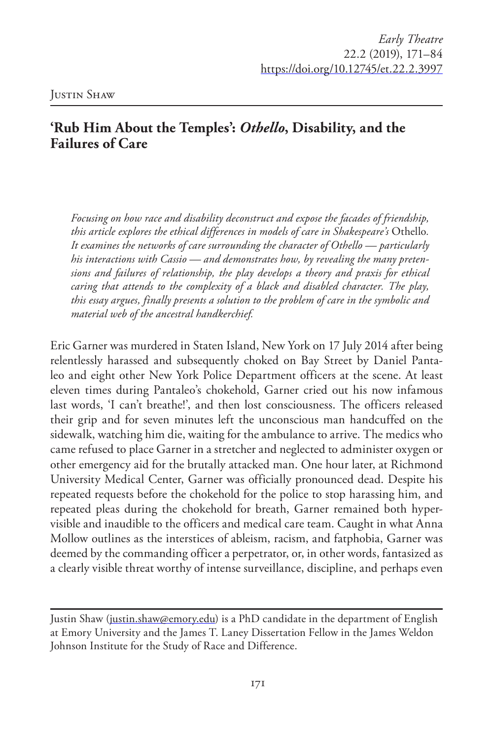Justin Shaw

## 'Rub Him About the Temples': *Othello*, Disability, and the Failures of Care

*Focusing on how race and disability deconstruct and expose the facades of friendship, this article explores the ethical differences in models of care in Shakespeare's* Othello*. It examines the networks of care surrounding the character of Othello — particularly his interactions with Cassio — and demonstrates how, by revealing the many pretensions and failures of relationship, the play develops a theory and praxis for ethical caring that attends to the complexity of a black and disabled character. The play, this essay argues, finally presents a solution to the problem of care in the symbolic and material web of the ancestral handkerchief.*

Eric Garner was murdered in Staten Island, New York on 17 July 2014 after being relentlessly harassed and subsequently choked on Bay Street by Daniel Pantaleo and eight other New York Police Department officers at the scene. At least eleven times during Pantaleo's chokehold, Garner cried out his now infamous last words, 'I can't breathe!', and then lost consciousness. The officers released their grip and for seven minutes left the unconscious man handcuffed on the sidewalk, watching him die, waiting for the ambulance to arrive. The medics who came refused to place Garner in a stretcher and neglected to administer oxygen or other emergency aid for the brutally attacked man. One hour later, at Richmond University Medical Center, Garner was officially pronounced dead. Despite his repeated requests before the chokehold for the police to stop harassing him, and repeated pleas during the chokehold for breath, Garner remained both hypervisible and inaudible to the officers and medical care team. Caught in what Anna Mollow outlines as the interstices of ableism, racism, and fatphobia, Garner was deemed by the commanding officer a perpetrator, or, in other words, fantasized as a clearly visible threat worthy of intense surveillance, discipline, and perhaps even

---

Justin Shaw (justin.shaw@emory.edu) is a PhD candidate in the department of English at Emory University and the James T. Laney Dissertation Fellow in the James Weldon Johnson Institute for the Study of Race and Difference.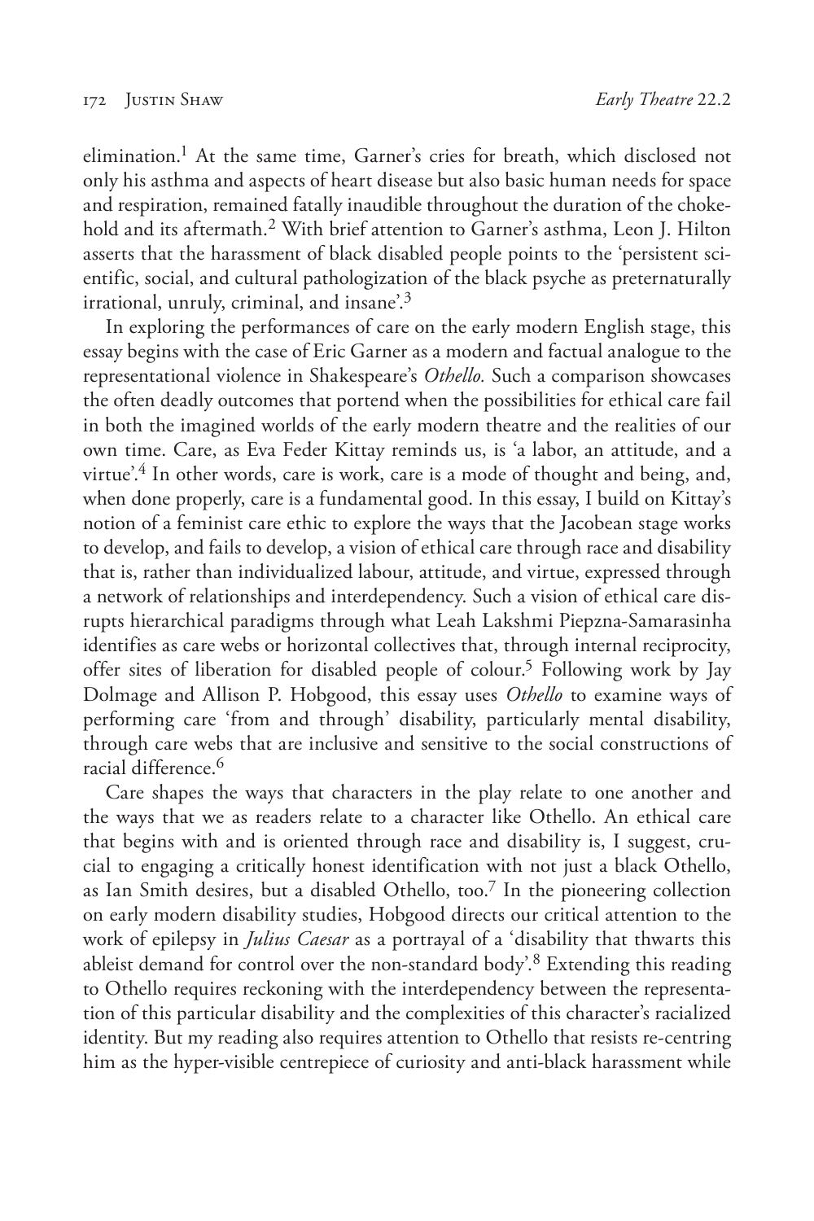elimination.[1] At the same time, Garner's cries for breath, which disclosed not only his asthma and aspects of heart disease but also basic human needs for space and respiration, remained fatally inaudible throughout the duration of the chokehold and its aftermath.[2] With brief attention to Garner's asthma, Leon J. Hilton asserts that the harassment of black disabled people points to the 'persistent scientific, social, and cultural pathologization of the black psyche as preternaturally irrational, unruly, criminal, and insane'.[3]

In exploring the performances of care on the early modern English stage, this essay begins with the case of Eric Garner as a modern and factual analogue to the representational violence in Shakespeare's *Othello.* Such a comparison showcases the often deadly outcomes that portend when the possibilities for ethical care fail in both the imagined worlds of the early modern theatre and the realities of our own time. Care, as Eva Feder Kittay reminds us, is 'a labor, an attitude, and a virtue'.[4] In other words, care is work, care is a mode of thought and being, and, when done properly, care is a fundamental good. In this essay, I build on Kittay's notion of a feminist care ethic to explore the ways that the Jacobean stage works to develop, and fails to develop, a vision of ethical care through race and disability that is, rather than individualized labour, attitude, and virtue, expressed through a network of relationships and interdependency. Such a vision of ethical care disrupts hierarchical paradigms through what Leah Lakshmi Piepzna-Samarasinha identifies as care webs or horizontal collectives that, through internal reciprocity, offer sites of liberation for disabled people of colour.[5] Following work by Jay Dolmage and Allison P. Hobgood, this essay uses *Othello* to examine ways of performing care 'from and through' disability, particularly mental disability, through care webs that are inclusive and sensitive to the social constructions of racial difference.[6]

Care shapes the ways that characters in the play relate to one another and the ways that we as readers relate to a character like Othello. An ethical care that begins with and is oriented through race and disability is, I suggest, crucial to engaging a critically honest identification with not just a black Othello, as Ian Smith desires, but a disabled Othello, too.[7] In the pioneering collection on early modern disability studies, Hobgood directs our critical attention to the work of epilepsy in *Julius Caesar* as a portrayal of a 'disability that thwarts this ableist demand for control over the non-standard body'.[8] Extending this reading to Othello requires reckoning with the interdependency between the representation of this particular disability and the complexities of this character's racialized identity. But my reading also requires attention to Othello that resists re-centring him as the hyper-visible centrepiece of curiosity and anti-black harassment while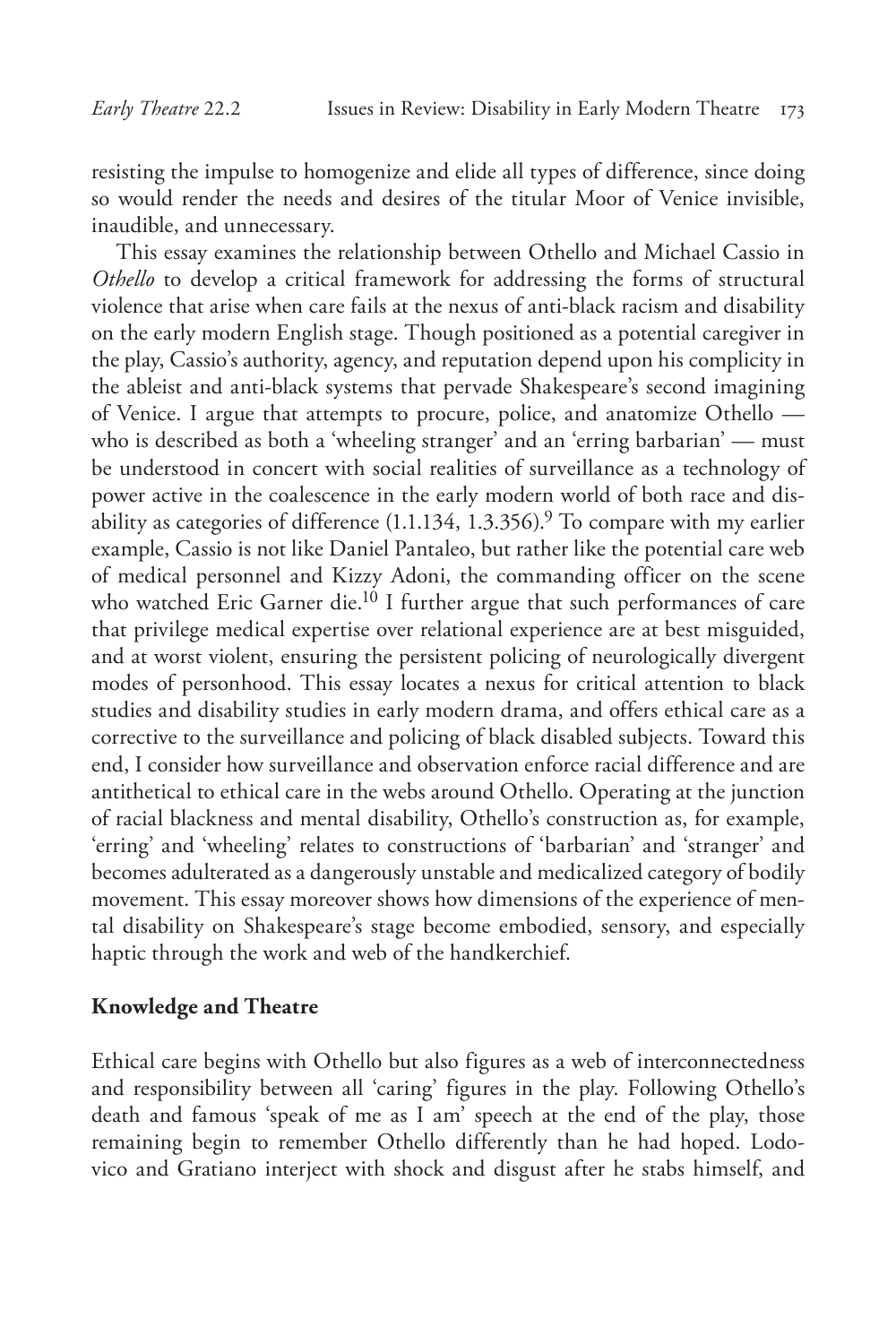resisting the impulse to homogenize and elide all types of difference, since doing so would render the needs and desires of the titular Moor of Venice invisible, inaudible, and unnecessary.

This essay examines the relationship between Othello and Michael Cassio in *Othello* to develop a critical framework for addressing the forms of structural violence that arise when care fails at the nexus of anti-black racism and disability on the early modern English stage. Though positioned as a potential caregiver in the play, Cassio's authority, agency, and reputation depend upon his complicity in the ableist and anti-black systems that pervade Shakespeare's second imagining of Venice. I argue that attempts to procure, police, and anatomize Othello — who is described as both a 'wheeling stranger' and an 'erring barbarian' — must be understood in concert with social realities of surveillance as a technology of power active in the coalescence in the early modern world of both race and disability as categories of difference (1.1.134, 1.3.356).[9] To compare with my earlier example, Cassio is not like Daniel Pantaleo, but rather like the potential care web of medical personnel and Kizzy Adoni, the commanding officer on the scene who watched Eric Garner die.[10] I further argue that such performances of care that privilege medical expertise over relational experience are at best misguided, and at worst violent, ensuring the persistent policing of neurologically divergent modes of personhood. This essay locates a nexus for critical attention to black studies and disability studies in early modern drama, and offers ethical care as a corrective to the surveillance and policing of black disabled subjects. Toward this end, I consider how surveillance and observation enforce racial difference and are antithetical to ethical care in the webs around Othello. Operating at the junction of racial blackness and mental disability, Othello's construction as, for example, 'erring' and 'wheeling' relates to constructions of 'barbarian' and 'stranger' and becomes adulterated as a dangerously unstable and medicalized category of bodily movement. This essay moreover shows how dimensions of the experience of mental disability on Shakespeare's stage become embodied, sensory, and especially haptic through the work and web of the handkerchief.

**Knowledge and Theatre**

Ethical care begins with Othello but also figures as a web of interconnectedness and responsibility between all 'caring' figures in the play. Following Othello's death and famous 'speak of me as I am' speech at the end of the play, those remaining begin to remember Othello differently than he had hoped. Lodovico and Gratiano interject with shock and disgust after he stabs himself, and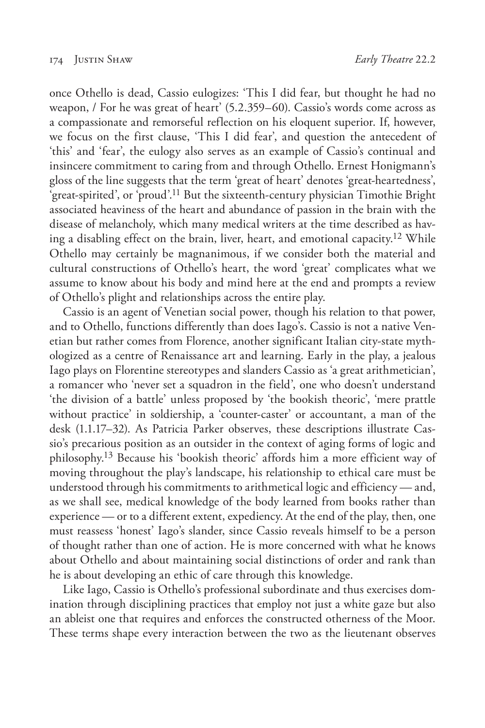once Othello is dead, Cassio eulogizes: 'This I did fear, but thought he had no weapon, / For he was great of heart' (5.2.359–60). Cassio's words come across as a compassionate and remorseful reflection on his eloquent superior. If, however, we focus on the first clause, 'This I did fear', and question the antecedent of 'this' and 'fear', the eulogy also serves as an example of Cassio's continual and insincere commitment to caring from and through Othello. Ernest Honigmann's gloss of the line suggests that the term 'great of heart' denotes 'great-heartedness', 'great-spirited', or 'proud'.[11] But the sixteenth-century physician Timothie Bright associated heaviness of the heart and abundance of passion in the brain with the disease of melancholy, which many medical writers at the time described as having a disabling effect on the brain, liver, heart, and emotional capacity.[12] While Othello may certainly be magnanimous, if we consider both the material and cultural constructions of Othello's heart, the word 'great' complicates what we assume to know about his body and mind here at the end and prompts a review of Othello's plight and relationships across the entire play.

Cassio is an agent of Venetian social power, though his relation to that power, and to Othello, functions differently than does Iago's. Cassio is not a native Venetian but rather comes from Florence, another significant Italian city-state mythologized as a centre of Renaissance art and learning. Early in the play, a jealous Iago plays on Florentine stereotypes and slanders Cassio as 'a great arithmetician', a romancer who 'never set a squadron in the field', one who doesn't understand 'the division of a battle' unless proposed by 'the bookish theoric', 'mere prattle without practice' in soldiership, a 'counter-caster' or accountant, a man of the desk (1.1.17–32). As Patricia Parker observes, these descriptions illustrate Cassio's precarious position as an outsider in the context of aging forms of logic and philosophy.[13] Because his 'bookish theoric' affords him a more efficient way of moving throughout the play's landscape, his relationship to ethical care must be understood through his commitments to arithmetical logic and efficiency — and, as we shall see, medical knowledge of the body learned from books rather than experience — or to a different extent, expediency. At the end of the play, then, one must reassess 'honest' Iago's slander, since Cassio reveals himself to be a person of thought rather than one of action. He is more concerned with what he knows about Othello and about maintaining social distinctions of order and rank than he is about developing an ethic of care through this knowledge.

Like Iago, Cassio is Othello's professional subordinate and thus exercises domination through disciplining practices that employ not just a white gaze but also an ableist one that requires and enforces the constructed otherness of the Moor. These terms shape every interaction between the two as the lieutenant observes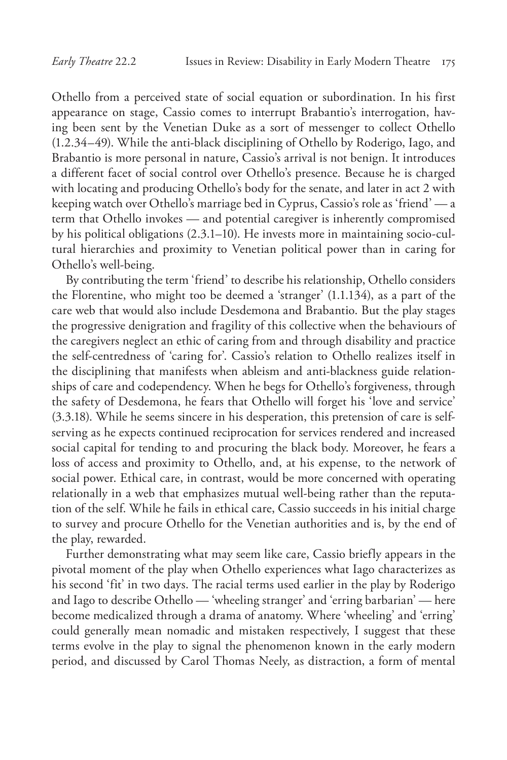Othello from a perceived state of social equation or subordination. In his first appearance on stage, Cassio comes to interrupt Brabantio's interrogation, having been sent by the Venetian Duke as a sort of messenger to collect Othello (1.2.34–49). While the anti-black disciplining of Othello by Roderigo, Iago, and Brabantio is more personal in nature, Cassio's arrival is not benign. It introduces a different facet of social control over Othello's presence. Because he is charged with locating and producing Othello's body for the senate, and later in act 2 with keeping watch over Othello's marriage bed in Cyprus, Cassio's role as 'friend' — a term that Othello invokes — and potential caregiver is inherently compromised by his political obligations (2.3.1–10). He invests more in maintaining socio-cultural hierarchies and proximity to Venetian political power than in caring for Othello's well-being.

By contributing the term 'friend' to describe his relationship, Othello considers the Florentine, who might too be deemed a 'stranger' (1.1.134), as a part of the care web that would also include Desdemona and Brabantio. But the play stages the progressive denigration and fragility of this collective when the behaviours of the caregivers neglect an ethic of caring from and through disability and practice the self-centredness of 'caring for'. Cassio's relation to Othello realizes itself in the disciplining that manifests when ableism and anti-blackness guide relationships of care and codependency. When he begs for Othello's forgiveness, through the safety of Desdemona, he fears that Othello will forget his 'love and service' (3.3.18). While he seems sincere in his desperation, this pretension of care is self-serving as he expects continued reciprocation for services rendered and increased social capital for tending to and procuring the black body. Moreover, he fears a loss of access and proximity to Othello, and, at his expense, to the network of social power. Ethical care, in contrast, would be more concerned with operating relationally in a web that emphasizes mutual well-being rather than the reputation of the self. While he fails in ethical care, Cassio succeeds in his initial charge to survey and procure Othello for the Venetian authorities and is, by the end of the play, rewarded.

Further demonstrating what may seem like care, Cassio briefly appears in the pivotal moment of the play when Othello experiences what Iago characterizes as his second 'fit' in two days. The racial terms used earlier in the play by Roderigo and Iago to describe Othello — 'wheeling stranger' and 'erring barbarian' — here become medicalized through a drama of anatomy. Where 'wheeling' and 'erring' could generally mean nomadic and mistaken respectively, I suggest that these terms evolve in the play to signal the phenomenon known in the early modern period, and discussed by Carol Thomas Neely, as distraction, a form of mental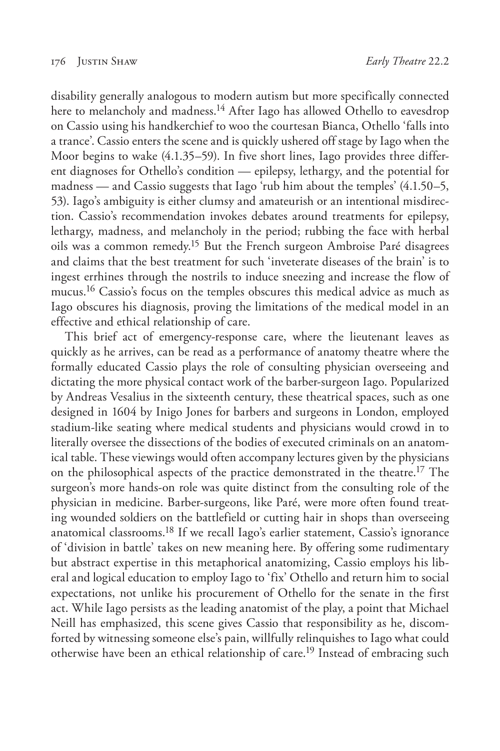disability generally analogous to modern autism but more specifically connected here to melancholy and madness.[14] After Iago has allowed Othello to eavesdrop on Cassio using his handkerchief to woo the courtesan Bianca, Othello 'falls into a trance'. Cassio enters the scene and is quickly ushered off stage by Iago when the Moor begins to wake (4.1.35–59). In five short lines, Iago provides three different diagnoses for Othello's condition — epilepsy, lethargy, and the potential for madness — and Cassio suggests that Iago 'rub him about the temples' (4.1.50–5, 53). Iago's ambiguity is either clumsy and amateurish or an intentional misdirection. Cassio's recommendation invokes debates around treatments for epilepsy, lethargy, madness, and melancholy in the period; rubbing the face with herbal oils was a common remedy.[15] But the French surgeon Ambroise Paré disagrees and claims that the best treatment for such 'inveterate diseases of the brain' is to ingest errhines through the nostrils to induce sneezing and increase the flow of mucus.[16] Cassio's focus on the temples obscures this medical advice as much as Iago obscures his diagnosis, proving the limitations of the medical model in an effective and ethical relationship of care.

This brief act of emergency-response care, where the lieutenant leaves as quickly as he arrives, can be read as a performance of anatomy theatre where the formally educated Cassio plays the role of consulting physician overseeing and dictating the more physical contact work of the barber-surgeon Iago. Popularized by Andreas Vesalius in the sixteenth century, these theatrical spaces, such as one designed in 1604 by Inigo Jones for barbers and surgeons in London, employed stadium-like seating where medical students and physicians would crowd in to literally oversee the dissections of the bodies of executed criminals on an anatomical table. These viewings would often accompany lectures given by the physicians on the philosophical aspects of the practice demonstrated in the theatre.[17] The surgeon's more hands-on role was quite distinct from the consulting role of the physician in medicine. Barber-surgeons, like Paré, were more often found treating wounded soldiers on the battlefield or cutting hair in shops than overseeing anatomical classrooms.[18] If we recall Iago's earlier statement, Cassio's ignorance of 'division in battle' takes on new meaning here. By offering some rudimentary but abstract expertise in this metaphorical anatomizing, Cassio employs his liberal and logical education to employ Iago to 'fix' Othello and return him to social expectations, not unlike his procurement of Othello for the senate in the first act. While Iago persists as the leading anatomist of the play, a point that Michael Neill has emphasized, this scene gives Cassio that responsibility as he, discomforted by witnessing someone else's pain, willfully relinquishes to Iago what could otherwise have been an ethical relationship of care.[19] Instead of embracing such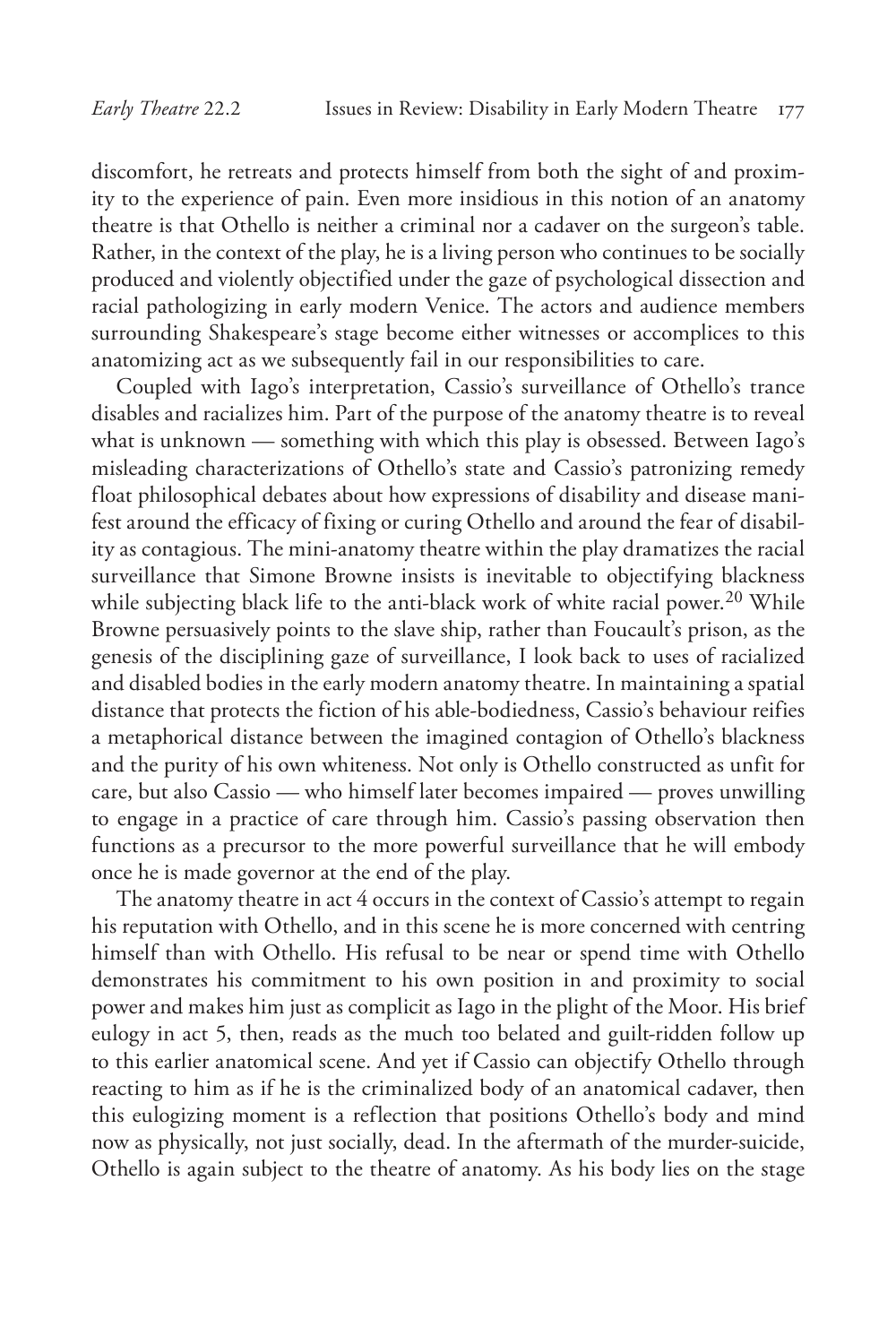discomfort, he retreats and protects himself from both the sight of and proximity to the experience of pain. Even more insidious in this notion of an anatomy theatre is that Othello is neither a criminal nor a cadaver on the surgeon's table. Rather, in the context of the play, he is a living person who continues to be socially produced and violently objectified under the gaze of psychological dissection and racial pathologizing in early modern Venice. The actors and audience members surrounding Shakespeare's stage become either witnesses or accomplices to this anatomizing act as we subsequently fail in our responsibilities to care.

Coupled with Iago's interpretation, Cassio's surveillance of Othello's trance disables and racializes him. Part of the purpose of the anatomy theatre is to reveal what is unknown — something with which this play is obsessed. Between Iago's misleading characterizations of Othello's state and Cassio's patronizing remedy float philosophical debates about how expressions of disability and disease manifest around the efficacy of fixing or curing Othello and around the fear of disability as contagious. The mini-anatomy theatre within the play dramatizes the racial surveillance that Simone Browne insists is inevitable to objectifying blackness while subjecting black life to the anti-black work of white racial power.[20] While Browne persuasively points to the slave ship, rather than Foucault's prison, as the genesis of the disciplining gaze of surveillance, I look back to uses of racialized and disabled bodies in the early modern anatomy theatre. In maintaining a spatial distance that protects the fiction of his able-bodiedness, Cassio's behaviour reifies a metaphorical distance between the imagined contagion of Othello's blackness and the purity of his own whiteness. Not only is Othello constructed as unfit for care, but also Cassio — who himself later becomes impaired — proves unwilling to engage in a practice of care through him. Cassio's passing observation then functions as a precursor to the more powerful surveillance that he will embody once he is made governor at the end of the play.

The anatomy theatre in act 4 occurs in the context of Cassio's attempt to regain his reputation with Othello, and in this scene he is more concerned with centring himself than with Othello. His refusal to be near or spend time with Othello demonstrates his commitment to his own position in and proximity to social power and makes him just as complicit as Iago in the plight of the Moor. His brief eulogy in act 5, then, reads as the much too belated and guilt-ridden follow up to this earlier anatomical scene. And yet if Cassio can objectify Othello through reacting to him as if he is the criminalized body of an anatomical cadaver, then this eulogizing moment is a reflection that positions Othello's body and mind now as physically, not just socially, dead. In the aftermath of the murder-suicide, Othello is again subject to the theatre of anatomy. As his body lies on the stage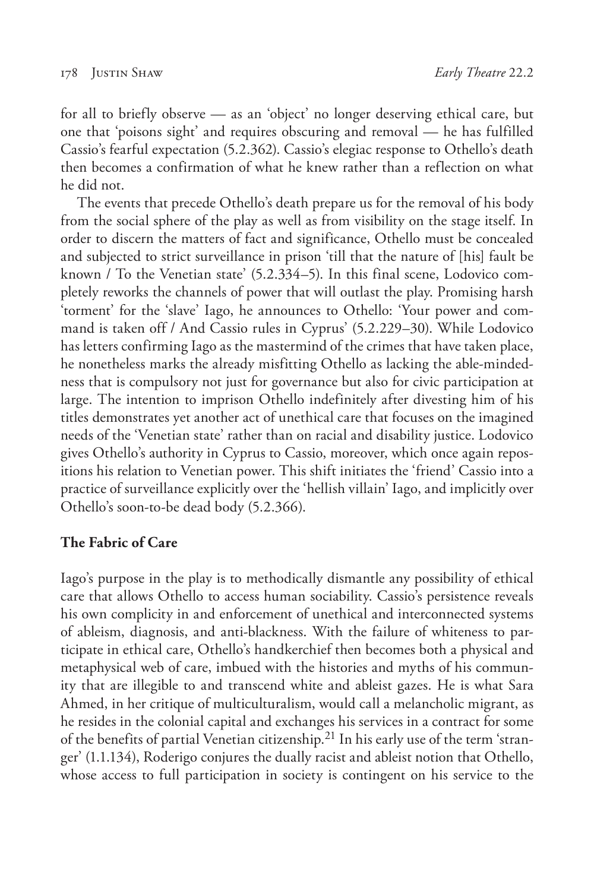for all to briefly observe — as an 'object' no longer deserving ethical care, but one that 'poisons sight' and requires obscuring and removal — he has fulfilled Cassio's fearful expectation (5.2.362). Cassio's elegiac response to Othello's death then becomes a confirmation of what he knew rather than a reflection on what he did not.

The events that precede Othello's death prepare us for the removal of his body from the social sphere of the play as well as from visibility on the stage itself. In order to discern the matters of fact and significance, Othello must be concealed and subjected to strict surveillance in prison 'till that the nature of [his] fault be known / To the Venetian state' (5.2.334–5). In this final scene, Lodovico completely reworks the channels of power that will outlast the play. Promising harsh 'torment' for the 'slave' Iago, he announces to Othello: 'Your power and command is taken off / And Cassio rules in Cyprus' (5.2.229–30). While Lodovico has letters confirming Iago as the mastermind of the crimes that have taken place, he nonetheless marks the already misfitting Othello as lacking the able-mindedness that is compulsory not just for governance but also for civic participation at large. The intention to imprison Othello indefinitely after divesting him of his titles demonstrates yet another act of unethical care that focuses on the imagined needs of the 'Venetian state' rather than on racial and disability justice. Lodovico gives Othello's authority in Cyprus to Cassio, moreover, which once again repositions his relation to Venetian power. This shift initiates the 'friend' Cassio into a practice of surveillance explicitly over the 'hellish villain' Iago, and implicitly over Othello's soon-to-be dead body (5.2.366).

## The Fabric of Care

Iago's purpose in the play is to methodically dismantle any possibility of ethical care that allows Othello to access human sociability. Cassio's persistence reveals his own complicity in and enforcement of unethical and interconnected systems of ableism, diagnosis, and anti-blackness. With the failure of whiteness to participate in ethical care, Othello's handkerchief then becomes both a physical and metaphysical web of care, imbued with the histories and myths of his community that are illegible to and transcend white and ableist gazes. He is what Sara Ahmed, in her critique of multiculturalism, would call a melancholic migrant, as he resides in the colonial capital and exchanges his services in a contract for some of the benefits of partial Venetian citizenship.[21] In his early use of the term 'stranger' (1.1.134), Roderigo conjures the dually racist and ableist notion that Othello, whose access to full participation in society is contingent on his service to the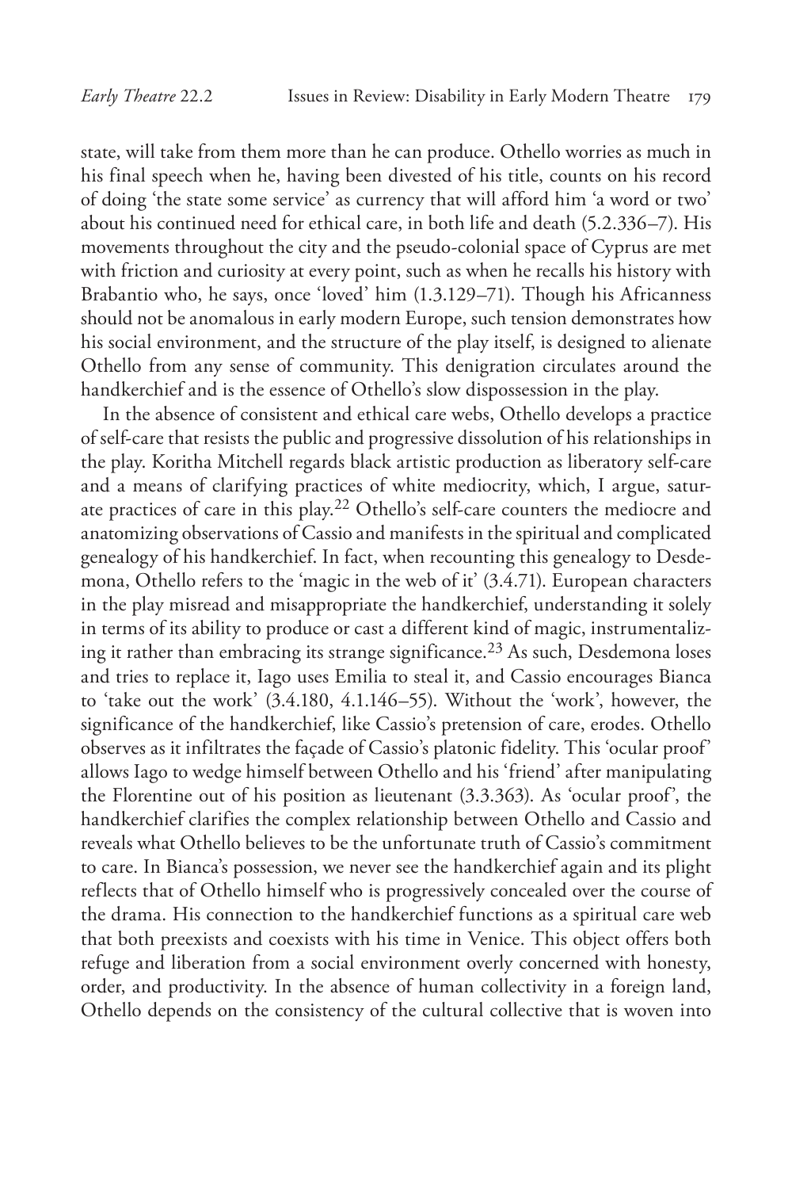state, will take from them more than he can produce. Othello worries as much in his final speech when he, having been divested of his title, counts on his record of doing 'the state some service' as currency that will afford him 'a word or two' about his continued need for ethical care, in both life and death (5.2.336–7). His movements throughout the city and the pseudo-colonial space of Cyprus are met with friction and curiosity at every point, such as when he recalls his history with Brabantio who, he says, once 'loved' him (1.3.129–71). Though his Africanness should not be anomalous in early modern Europe, such tension demonstrates how his social environment, and the structure of the play itself, is designed to alienate Othello from any sense of community. This denigration circulates around the handkerchief and is the essence of Othello's slow dispossession in the play.

In the absence of consistent and ethical care webs, Othello develops a practice of self-care that resists the public and progressive dissolution of his relationships in the play. Koritha Mitchell regards black artistic production as liberatory self-care and a means of clarifying practices of white mediocrity, which, I argue, saturate practices of care in this play.[22] Othello's self-care counters the mediocre and anatomizing observations of Cassio and manifests in the spiritual and complicated genealogy of his handkerchief. In fact, when recounting this genealogy to Desdemona, Othello refers to the 'magic in the web of it' (3.4.71). European characters in the play misread and misappropriate the handkerchief, understanding it solely in terms of its ability to produce or cast a different kind of magic, instrumentalizing it rather than embracing its strange significance.[23] As such, Desdemona loses and tries to replace it, Iago uses Emilia to steal it, and Cassio encourages Bianca to 'take out the work' (3.4.180, 4.1.146–55). Without the 'work', however, the significance of the handkerchief, like Cassio's pretension of care, erodes. Othello observes as it infiltrates the façade of Cassio's platonic fidelity. This 'ocular proof' allows Iago to wedge himself between Othello and his 'friend' after manipulating the Florentine out of his position as lieutenant (3.3.363). As 'ocular proof', the handkerchief clarifies the complex relationship between Othello and Cassio and reveals what Othello believes to be the unfortunate truth of Cassio's commitment to care. In Bianca's possession, we never see the handkerchief again and its plight reflects that of Othello himself who is progressively concealed over the course of the drama. His connection to the handkerchief functions as a spiritual care web that both preexists and coexists with his time in Venice. This object offers both refuge and liberation from a social environment overly concerned with honesty, order, and productivity. In the absence of human collectivity in a foreign land, Othello depends on the consistency of the cultural collective that is woven into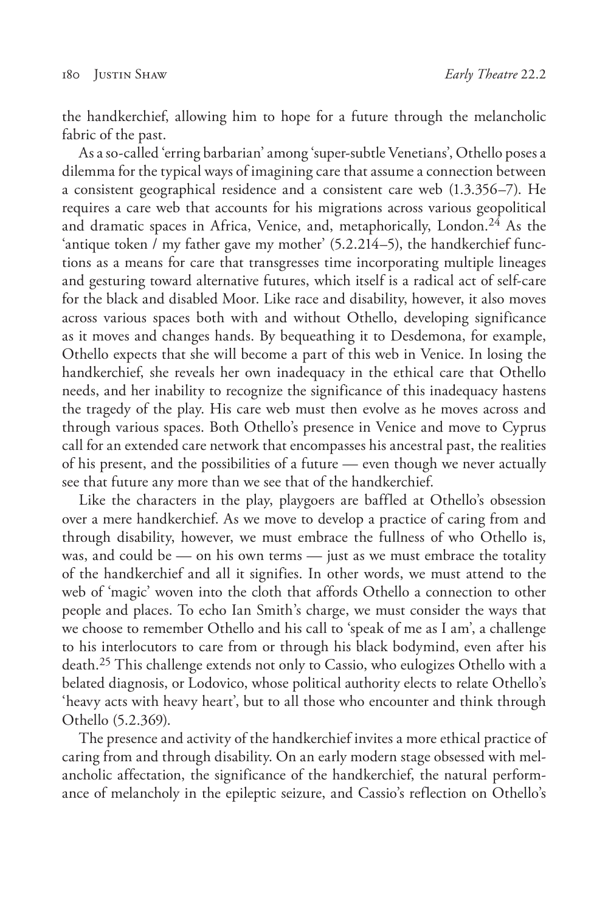the handkerchief, allowing him to hope for a future through the melancholic fabric of the past.

As a so-called 'erring barbarian' among 'super-subtle Venetians', Othello poses a dilemma for the typical ways of imagining care that assume a connection between a consistent geographical residence and a consistent care web (1.3.356–7). He requires a care web that accounts for his migrations across various geopolitical and dramatic spaces in Africa, Venice, and, metaphorically, London.[24] As the 'antique token / my father gave my mother' (5.2.214–5), the handkerchief functions as a means for care that transgresses time incorporating multiple lineages and gesturing toward alternative futures, which itself is a radical act of self-care for the black and disabled Moor. Like race and disability, however, it also moves across various spaces both with and without Othello, developing significance as it moves and changes hands. By bequeathing it to Desdemona, for example, Othello expects that she will become a part of this web in Venice. In losing the handkerchief, she reveals her own inadequacy in the ethical care that Othello needs, and her inability to recognize the significance of this inadequacy hastens the tragedy of the play. His care web must then evolve as he moves across and through various spaces. Both Othello's presence in Venice and move to Cyprus call for an extended care network that encompasses his ancestral past, the realities of his present, and the possibilities of a future — even though we never actually see that future any more than we see that of the handkerchief.

Like the characters in the play, playgoers are baffled at Othello's obsession over a mere handkerchief. As we move to develop a practice of caring from and through disability, however, we must embrace the fullness of who Othello is, was, and could be — on his own terms — just as we must embrace the totality of the handkerchief and all it signifies. In other words, we must attend to the web of 'magic' woven into the cloth that affords Othello a connection to other people and places. To echo Ian Smith's charge, we must consider the ways that we choose to remember Othello and his call to 'speak of me as I am', a challenge to his interlocutors to care from or through his black bodymind, even after his death.[25] This challenge extends not only to Cassio, who eulogizes Othello with a belated diagnosis, or Lodovico, whose political authority elects to relate Othello's 'heavy acts with heavy heart', but to all those who encounter and think through Othello (5.2.369).

The presence and activity of the handkerchief invites a more ethical practice of caring from and through disability. On an early modern stage obsessed with melancholic affectation, the significance of the handkerchief, the natural performance of melancholy in the epileptic seizure, and Cassio's reflection on Othello's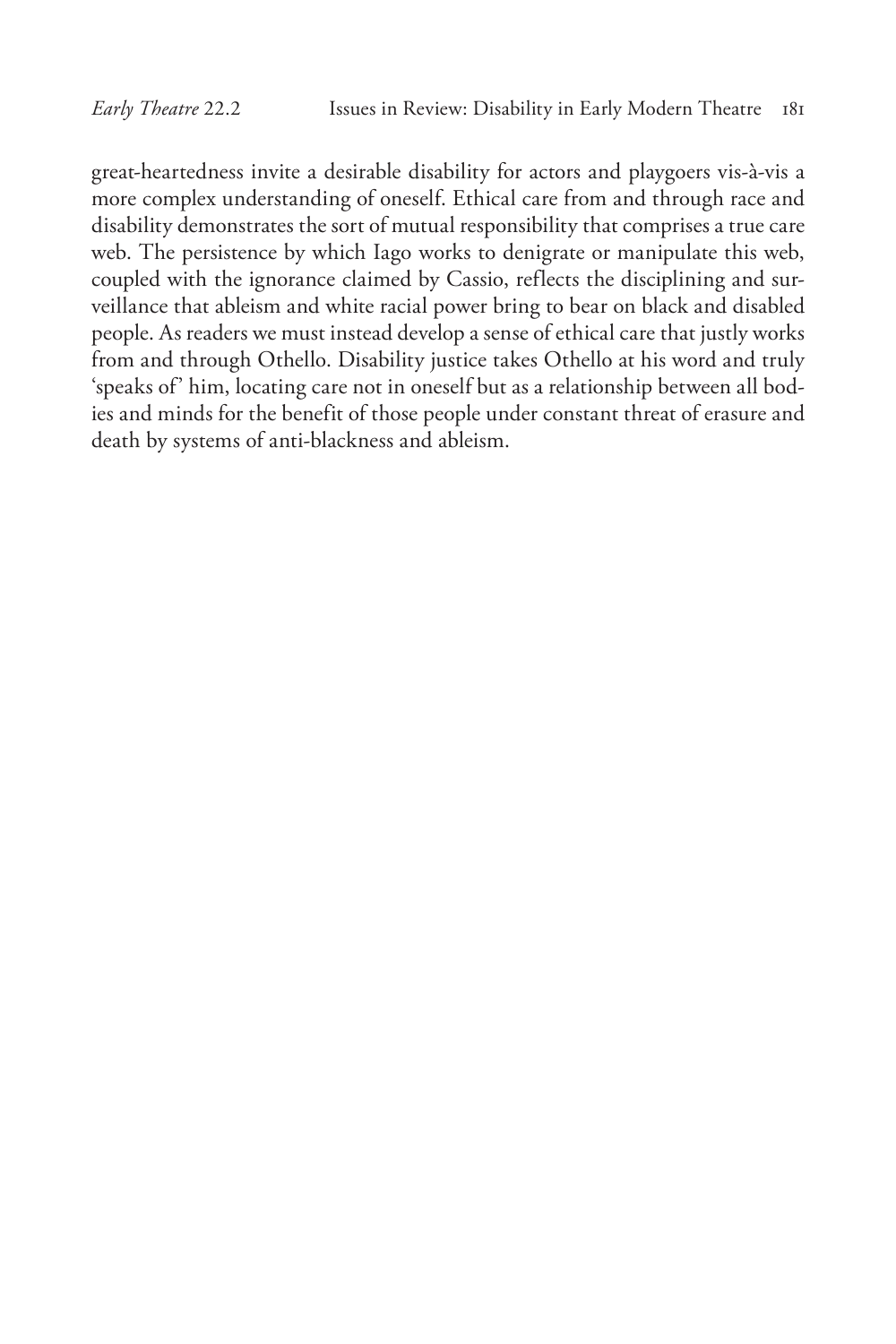great-heartedness invite a desirable disability for actors and playgoers vis-à-vis a more complex understanding of oneself. Ethical care from and through race and disability demonstrates the sort of mutual responsibility that comprises a true care web. The persistence by which Iago works to denigrate or manipulate this web, coupled with the ignorance claimed by Cassio, reflects the disciplining and surveillance that ableism and white racial power bring to bear on black and disabled people. As readers we must instead develop a sense of ethical care that justly works from and through Othello. Disability justice takes Othello at his word and truly 'speaks of' him, locating care not in oneself but as a relationship between all bodies and minds for the benefit of those people under constant threat of erasure and death by systems of anti-blackness and ableism.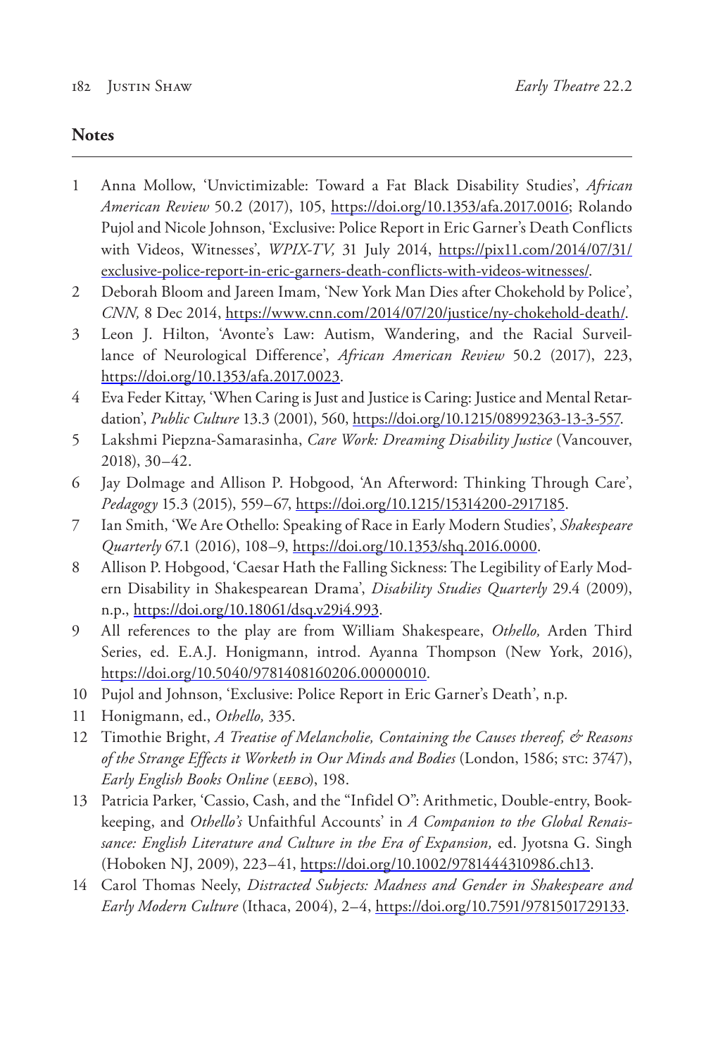## Notes

1. Anna Mollow, 'Unvictimizable: Toward a Fat Black Disability Studies', *African American Review* 50.2 (2017), 105, https://doi.org/10.1353/afa.2017.0016; Rolando Pujol and Nicole Johnson, 'Exclusive: Police Report in Eric Garner's Death Conflicts with Videos, Witnesses', *WPIX-TV,* 31 July 2014, https://pix11.com/2014/07/31/exclusive-police-report-in-eric-garners-death-conflicts-with-videos-witnesses/.
2. Deborah Bloom and Jareen Imam, 'New York Man Dies after Chokehold by Police', *CNN,* 8 Dec 2014, https://www.cnn.com/2014/07/20/justice/ny-chokehold-death/.
3. Leon J. Hilton, 'Avonte's Law: Autism, Wandering, and the Racial Surveillance of Neurological Difference', *African American Review* 50.2 (2017), 223, https://doi.org/10.1353/afa.2017.0023.
4. Eva Feder Kittay, 'When Caring is Just and Justice is Caring: Justice and Mental Retardation', *Public Culture* 13.3 (2001), 560, https://doi.org/10.1215/08992363-13-3-557.
5. Lakshmi Piepzna-Samarasinha, *Care Work: Dreaming Disability Justice* (Vancouver, 2018), 30–42.
6. Jay Dolmage and Allison P. Hobgood, 'An Afterword: Thinking Through Care', *Pedagogy* 15.3 (2015), 559–67, https://doi.org/10.1215/15314200-2917185.
7. Ian Smith, 'We Are Othello: Speaking of Race in Early Modern Studies', *Shakespeare Quarterly* 67.1 (2016), 108–9, https://doi.org/10.1353/shq.2016.0000.
8. Allison P. Hobgood, 'Caesar Hath the Falling Sickness: The Legibility of Early Modern Disability in Shakespearean Drama', *Disability Studies Quarterly* 29.4 (2009), n.p., https://doi.org/10.18061/dsq.v29i4.993.
9. All references to the play are from William Shakespeare, *Othello,* Arden Third Series, ed. E.A.J. Honigmann, introd. Ayanna Thompson (New York, 2016), https://doi.org/10.5040/9781408160206.00000010.
10. Pujol and Johnson, 'Exclusive: Police Report in Eric Garner's Death', n.p.
11. Honigmann, ed., *Othello,* 335.
12. Timothie Bright, *A Treatise of Melancholie, Containing the Causes thereof, & Reasons of the Strange Effects it Worketh in Our Minds and Bodies* (London, 1586; STC: 3747), *Early English Books Online* (*EEBO*), 198.
13. Patricia Parker, 'Cassio, Cash, and the "Infidel O": Arithmetic, Double-entry, Bookkeeping, and *Othello's* Unfaithful Accounts' in *A Companion to the Global Renaissance: English Literature and Culture in the Era of Expansion,* ed. Jyotsna G. Singh (Hoboken NJ, 2009), 223–41, https://doi.org/10.1002/9781444310986.ch13.
14. Carol Thomas Neely, *Distracted Subjects: Madness and Gender in Shakespeare and Early Modern Culture* (Ithaca, 2004), 2–4, https://doi.org/10.7591/9781501729133.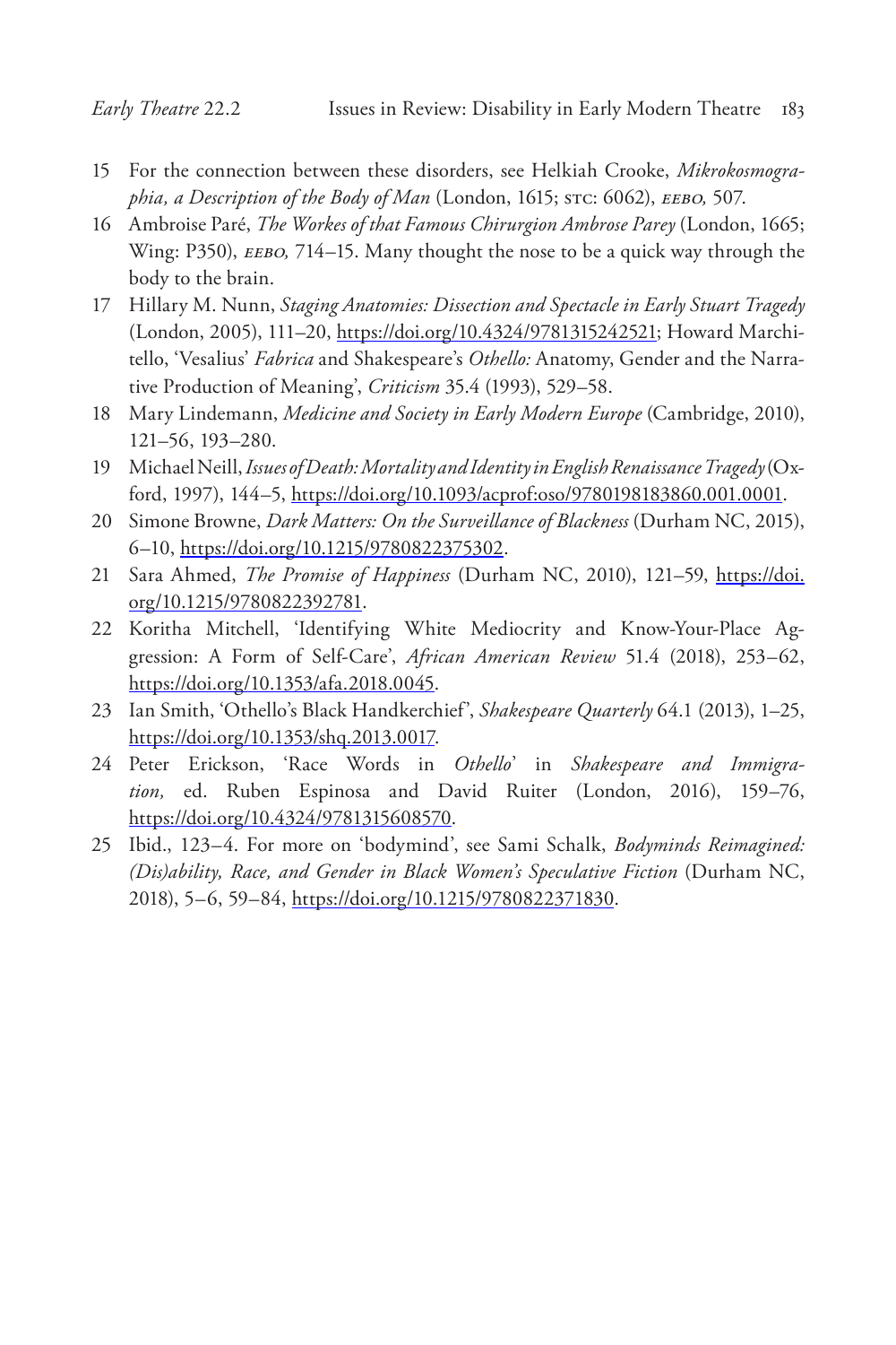15 For the connection between these disorders, see Helkiah Crooke, *Mikrokosmographia, a Description of the Body of Man* (London, 1615; STC: 6062), *EEBO,* 507.

16 Ambroise Paré, *The Workes of that Famous Chirurgion Ambrose Parey* (London, 1665; Wing: P350), *EEBO,* 714–15. Many thought the nose to be a quick way through the body to the brain.

17 Hillary M. Nunn, *Staging Anatomies: Dissection and Spectacle in Early Stuart Tragedy* (London, 2005), 111–20, https://doi.org/10.4324/9781315242521; Howard Marchitello, 'Vesalius' *Fabrica* and Shakespeare's *Othello:* Anatomy, Gender and the Narrative Production of Meaning', *Criticism* 35.4 (1993), 529–58.

18 Mary Lindemann, *Medicine and Society in Early Modern Europe* (Cambridge, 2010), 121–56, 193–280.

19 Michael Neill, *Issues of Death: Mortality and Identity in English Renaissance Tragedy* (Oxford, 1997), 144–5, https://doi.org/10.1093/acprof:oso/9780198183860.001.0001.

20 Simone Browne, *Dark Matters: On the Surveillance of Blackness* (Durham NC, 2015), 6–10, https://doi.org/10.1215/9780822375302.

21 Sara Ahmed, *The Promise of Happiness* (Durham NC, 2010), 121–59, https://doi.org/10.1215/9780822392781.

22 Koritha Mitchell, 'Identifying White Mediocrity and Know-Your-Place Aggression: A Form of Self-Care', *African American Review* 51.4 (2018), 253–62, https://doi.org/10.1353/afa.2018.0045.

23 Ian Smith, 'Othello's Black Handkerchief', *Shakespeare Quarterly* 64.1 (2013), 1–25, https://doi.org/10.1353/shq.2013.0017.

24 Peter Erickson, 'Race Words in *Othello*' in *Shakespeare and Immigration,* ed. Ruben Espinosa and David Ruiter (London, 2016), 159–76, https://doi.org/10.4324/9781315608570.

25 Ibid., 123–4. For more on 'bodymind', see Sami Schalk, *Bodyminds Reimagined: (Dis)ability, Race, and Gender in Black Women's Speculative Fiction* (Durham NC, 2018), 5–6, 59–84, https://doi.org/10.1215/9780822371830.